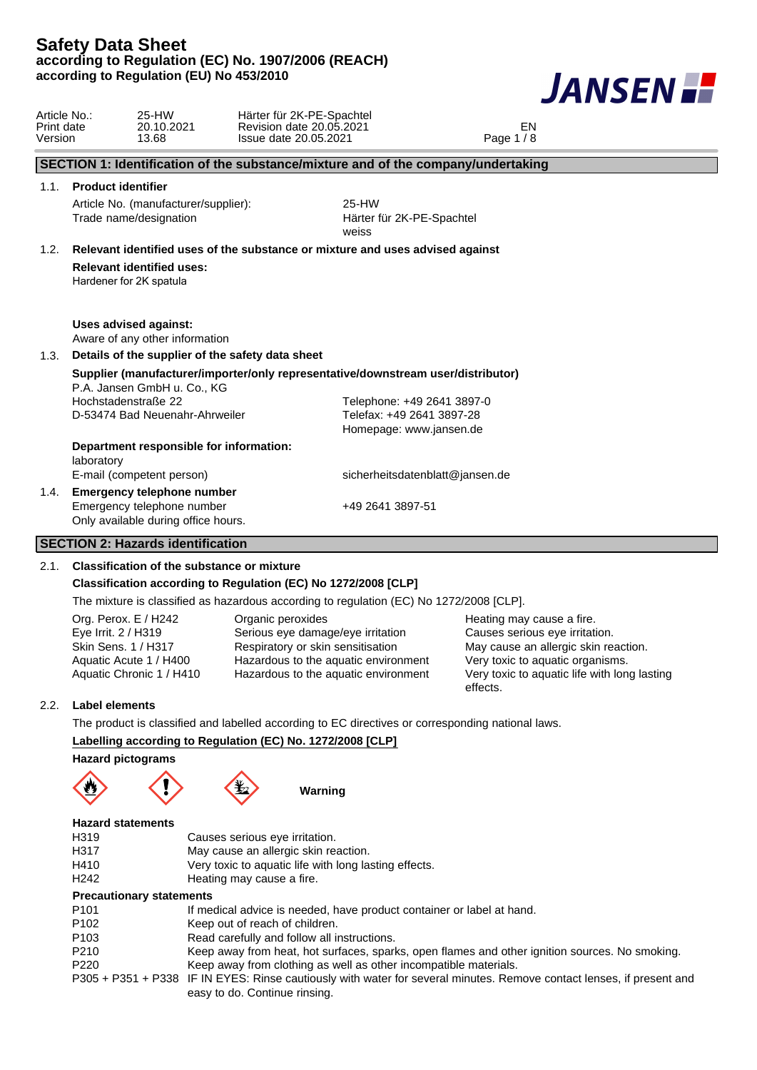# Safety Data Sheet
**according to Regulation (EC) No. 1907/2006 (REACH)**
**according to Regulation (EU) No 453/2010**

| | | | |
|---|---|---|---|
| Article No.: | 25-HW | Härter für 2K-PE-Spachtel | |
| Print date | 20.10.2021 | Revision date 20.05.2021 | EN |
| Version | 13.68 | Issue date 20.05.2021 | |

## SECTION 1: Identification of the substance/mixture and of the company/undertaking

### 1.1. Product identifier

Article No. (manufacturer/supplier): 25-HW

Trade name/designation: Härter für 2K-PE-Spachtel weiss

### 1.2. Relevant identified uses of the substance or mixture and uses advised against

**Relevant identified uses:**

Hardener for 2K spatula

**Uses advised against:**

Aware of any other information

### 1.3. Details of the supplier of the safety data sheet

**Supplier (manufacturer/importer/only representative/downstream user/distributor)**

P.A. Jansen GmbH u. Co., KG
Hochstadenstraße 22
D-53474 Bad Neuenahr-Ahrweiler

Telephone: +49 2641 3897-0
Telefax: +49 2641 3897-28
Homepage: www.jansen.de

**Department responsible for information:**

laboratory

E-mail (competent person): sicherheitsdatenblatt@jansen.de

### 1.4. Emergency telephone number

Emergency telephone number: +49 2641 3897-51

Only available during office hours.

## SECTION 2: Hazards identification

### 2.1. Classification of the substance or mixture

**Classification according to Regulation (EC) No 1272/2008 [CLP]**

The mixture is classified as hazardous according to regulation (EC) No 1272/2008 [CLP].

| | | |
|---|---|---|
| Org. Perox. E / H242 | Organic peroxides | Heating may cause a fire. |
| Eye Irrit. 2 / H319 | Serious eye damage/eye irritation | Causes serious eye irritation. |
| Skin Sens. 1 / H317 | Respiratory or skin sensitisation | May cause an allergic skin reaction. |
| Aquatic Acute 1 / H400 | Hazardous to the aquatic environment | Very toxic to aquatic organisms. |
| Aquatic Chronic 1 / H410 | Hazardous to the aquatic environment | Very toxic to aquatic life with long lasting effects. |

### 2.2. Label elements

The product is classified and labelled according to EC directives or corresponding national laws.

**Labelling according to Regulation (EC) No. 1272/2008 [CLP]**

**Hazard pictograms**

**Warning**

**Hazard statements**

| | |
|---|---|
| H319 | Causes serious eye irritation. |
| H317 | May cause an allergic skin reaction. |
| H410 | Very toxic to aquatic life with long lasting effects. |
| H242 | Heating may cause a fire. |

**Precautionary statements**

| | |
|---|---|
| P101 | If medical advice is needed, have product container or label at hand. |
| P102 | Keep out of reach of children. |
| P103 | Read carefully and follow all instructions. |
| P210 | Keep away from heat, hot surfaces, sparks, open flames and other ignition sources. No smoking. |
| P220 | Keep away from clothing as well as other incompatible materials. |
| P305 + P351 + P338 | IF IN EYES: Rinse cautiously with water for several minutes. Remove contact lenses, if present and easy to do. Continue rinsing. |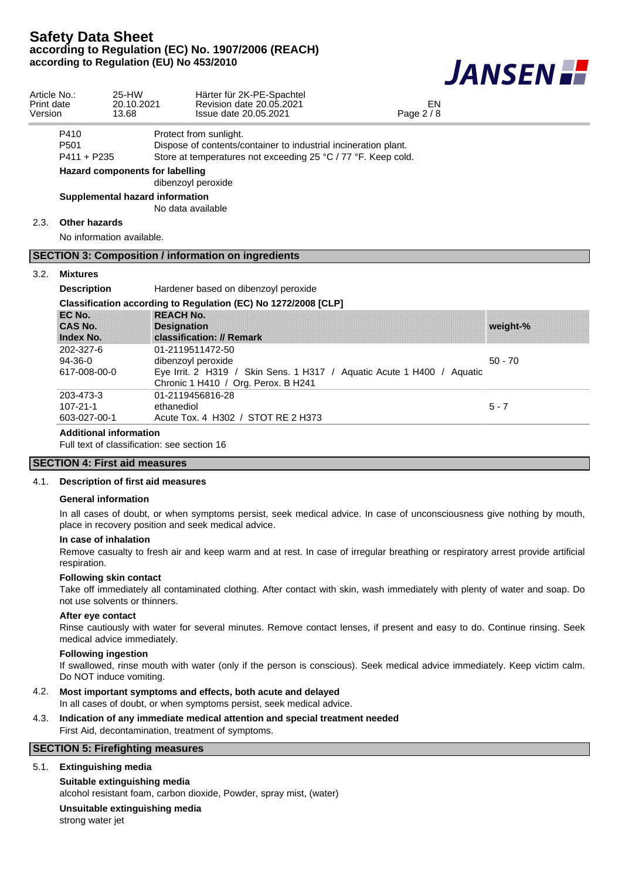| | |
|---|---|
| P410 | Protect from sunlight. |
| P501 | Dispose of contents/container to industrial incineration plant. |
| P411 + P235 | Store at temperatures not exceeding 25 °C / 77 °F. Keep cold. |

**Hazard components for labelling**

dibenzoyl peroxide

**Supplemental hazard information**

No data available

### 2.3. Other hazards

No information available.

## SECTION 3: Composition / information on ingredients

### 3.2. Mixtures

**Description** Hardener based on dibenzoyl peroxide

**Classification according to Regulation (EC) No 1272/2008 [CLP]**

| EC No.<br>CAS No.<br>Index No. | REACH No.<br>Designation<br>classification: // Remark | weight-% |
|---|---|---|
| 202-327-6<br>94-36-0<br>617-008-00-0 | 01-2119511472-50<br>dibenzoyl peroxide<br>Eye Irrit. 2 H319 / Skin Sens. 1 H317 / Aquatic Acute 1 H400 / Aquatic Chronic 1 H410 / Org. Perox. B H241 | 50 - 70 |
| 203-473-3<br>107-21-1<br>603-027-00-1 | 01-2119456816-28<br>ethanediol<br>Acute Tox. 4 H302 / STOT RE 2 H373 | 5 - 7 |

**Additional information**

Full text of classification: see section 16

## SECTION 4: First aid measures

### 4.1. Description of first aid measures

**General information**

In all cases of doubt, or when symptoms persist, seek medical advice. In case of unconsciousness give nothing by mouth, place in recovery position and seek medical advice.

**In case of inhalation**

Remove casualty to fresh air and keep warm and at rest. In case of irregular breathing or respiratory arrest provide artificial respiration.

**Following skin contact**

Take off immediately all contaminated clothing. After contact with skin, wash immediately with plenty of water and soap. Do not use solvents or thinners.

**After eye contact**

Rinse cautiously with water for several minutes. Remove contact lenses, if present and easy to do. Continue rinsing. Seek medical advice immediately.

**Following ingestion**

If swallowed, rinse mouth with water (only if the person is conscious). Seek medical advice immediately. Keep victim calm. Do NOT induce vomiting.

### 4.2. Most important symptoms and effects, both acute and delayed

In all cases of doubt, or when symptoms persist, seek medical advice.

### 4.3. Indication of any immediate medical attention and special treatment needed

First Aid, decontamination, treatment of symptoms.

## SECTION 5: Firefighting measures

### 5.1. Extinguishing media

**Suitable extinguishing media**

alcohol resistant foam, carbon dioxide, Powder, spray mist, (water)

**Unsuitable extinguishing media**

strong water jet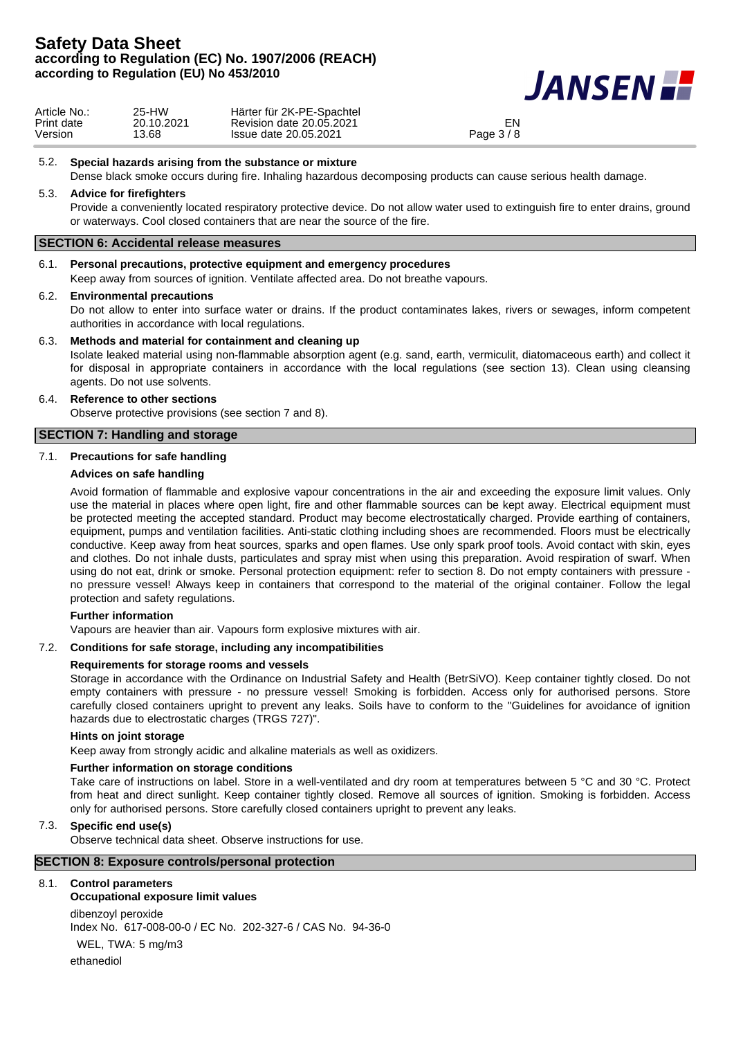5.2. **Special hazards arising from the substance or mixture**

Dense black smoke occurs during fire. Inhaling hazardous decomposing products can cause serious health damage.

5.3. **Advice for firefighters**

Provide a conveniently located respiratory protective device. Do not allow water used to extinguish fire to enter drains, ground or waterways. Cool closed containers that are near the source of the fire.

## SECTION 6: Accidental release measures

6.1. **Personal precautions, protective equipment and emergency procedures**

Keep away from sources of ignition. Ventilate affected area. Do not breathe vapours.

6.2. **Environmental precautions**

Do not allow to enter into surface water or drains. If the product contaminates lakes, rivers or sewages, inform competent authorities in accordance with local regulations.

6.3. **Methods and material for containment and cleaning up**

Isolate leaked material using non-flammable absorption agent (e.g. sand, earth, vermiculit, diatomaceous earth) and collect it for disposal in appropriate containers in accordance with the local regulations (see section 13). Clean using cleansing agents. Do not use solvents.

6.4. **Reference to other sections**

Observe protective provisions (see section 7 and 8).

## SECTION 7: Handling and storage

7.1. **Precautions for safe handling**

**Advices on safe handling**

Avoid formation of flammable and explosive vapour concentrations in the air and exceeding the exposure limit values. Only use the material in places where open light, fire and other flammable sources can be kept away. Electrical equipment must be protected meeting the accepted standard. Product may become electrostatically charged. Provide earthing of containers, equipment, pumps and ventilation facilities. Anti-static clothing including shoes are recommended. Floors must be electrically conductive. Keep away from heat sources, sparks and open flames. Use only spark proof tools. Avoid contact with skin, eyes and clothes. Do not inhale dusts, particulates and spray mist when using this preparation. Avoid respiration of swarf. When using do not eat, drink or smoke. Personal protection equipment: refer to section 8. Do not empty containers with pressure - no pressure vessel! Always keep in containers that correspond to the material of the original container. Follow the legal protection and safety regulations.

**Further information**

Vapours are heavier than air. Vapours form explosive mixtures with air.

7.2. **Conditions for safe storage, including any incompatibilities**

**Requirements for storage rooms and vessels**

Storage in accordance with the Ordinance on Industrial Safety and Health (BetrSiVO). Keep container tightly closed. Do not empty containers with pressure - no pressure vessel! Smoking is forbidden. Access only for authorised persons. Store carefully closed containers upright to prevent any leaks. Soils have to conform to the "Guidelines for avoidance of ignition hazards due to electrostatic charges (TRGS 727)".

**Hints on joint storage**

Keep away from strongly acidic and alkaline materials as well as oxidizers.

**Further information on storage conditions**

Take care of instructions on label. Store in a well-ventilated and dry room at temperatures between 5 °C and 30 °C. Protect from heat and direct sunlight. Keep container tightly closed. Remove all sources of ignition. Smoking is forbidden. Access only for authorised persons. Store carefully closed containers upright to prevent any leaks.

7.3. **Specific end use(s)**

Observe technical data sheet. Observe instructions for use.

## SECTION 8: Exposure controls/personal protection

8.1. **Control parameters**

**Occupational exposure limit values**

dibenzoyl peroxide

Index No. 617-008-00-0 / EC No. 202-327-6 / CAS No. 94-36-0

WEL, TWA: 5 mg/m3

ethanediol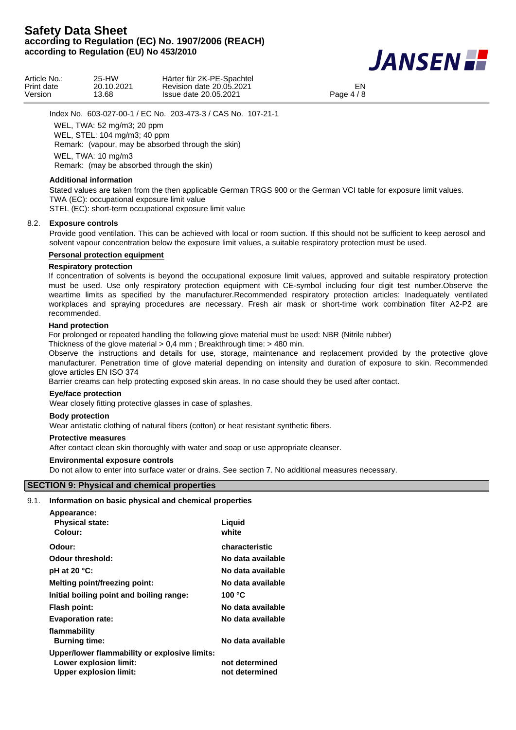Index No. 603-027-00-1 / EC No. 203-473-3 / CAS No. 107-21-1

WEL, TWA: 52 mg/m3; 20 ppm
WEL, STEL: 104 mg/m3; 40 ppm
Remark: (vapour, may be absorbed through the skin)
WEL, TWA: 10 mg/m3
Remark: (may be absorbed through the skin)

**Additional information**

Stated values are taken from the then applicable German TRGS 900 or the German VCI table for exposure limit values.
TWA (EC): occupational exposure limit value
STEL (EC): short-term occupational exposure limit value

### 8.2. Exposure controls

Provide good ventilation. This can be achieved with local or room suction. If this should not be sufficient to keep aerosol and solvent vapour concentration below the exposure limit values, a suitable respiratory protection must be used.

**Personal protection equipment**

**Respiratory protection**

If concentration of solvents is beyond the occupational exposure limit values, approved and suitable respiratory protection must be used. Use only respiratory protection equipment with CE-symbol including four digit test number.Observe the weartime limits as specified by the manufacturer.Recommended respiratory protection articles: Inadequately ventilated workplaces and spraying procedures are necessary. Fresh air mask or short-time work combination filter A2-P2 are recommended.

**Hand protection**

For prolonged or repeated handling the following glove material must be used: NBR (Nitrile rubber)
Thickness of the glove material > 0,4 mm ; Breakthrough time: > 480 min.
Observe the instructions and details for use, storage, maintenance and replacement provided by the protective glove manufacturer. Penetration time of glove material depending on intensity and duration of exposure to skin. Recommended glove articles EN ISO 374
Barrier creams can help protecting exposed skin areas. In no case should they be used after contact.

**Eye/face protection**

Wear closely fitting protective glasses in case of splashes.

**Body protection**

Wear antistatic clothing of natural fibers (cotton) or heat resistant synthetic fibers.

**Protective measures**

After contact clean skin thoroughly with water and soap or use appropriate cleanser.

**Environmental exposure controls**

Do not allow to enter into surface water or drains. See section 7. No additional measures necessary.

## SECTION 9: Physical and chemical properties

### 9.1. Information on basic physical and chemical properties

| Property | Value |
|---|---|
| **Appearance:** | |
| **Physical state:** | **Liquid** |
| **Colour:** | **white** |
| **Odour:** | **characteristic** |
| **Odour threshold:** | **No data available** |
| **pH at 20 °C:** | **No data available** |
| **Melting point/freezing point:** | **No data available** |
| **Initial boiling point and boiling range:** | **100 °C** |
| **Flash point:** | **No data available** |
| **Evaporation rate:** | **No data available** |
| **flammability** | |
| **Burning time:** | **No data available** |
| **Upper/lower flammability or explosive limits:** | |
| **Lower explosion limit:** | **not determined** |
| **Upper explosion limit:** | **not determined** |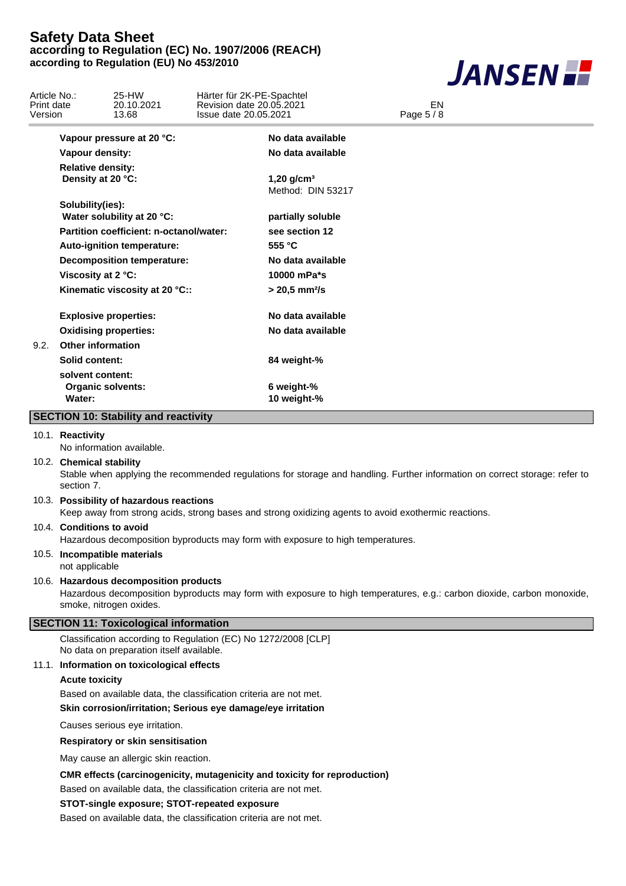| | |
|---|---|
| **Vapour pressure at 20 °C:** | **No data available** |
| **Vapour density:** | **No data available** |
| **Relative density:** | |
| **Density at 20 °C:** | **1,20 g/cm³** Method: DIN 53217 |
| **Solubility(ies):** | |
| **Water solubility at 20 °C:** | **partially soluble** |
| **Partition coefficient: n-octanol/water:** | **see section 12** |
| **Auto-ignition temperature:** | **555 °C** |
| **Decomposition temperature:** | **No data available** |
| **Viscosity at 2 °C:** | **10000 mPa*s** |
| **Kinematic viscosity at 20 °C::** | **> 20,5 mm²/s** |
| **Explosive properties:** | **No data available** |
| **Oxidising properties:** | **No data available** |

**9.2. Other information**

| | |
|---|---|
| **Solid content:** | **84 weight-%** |
| **solvent content:** | |
| **Organic solvents:** | **6 weight-%** |
| **Water:** | **10 weight-%** |

## SECTION 10: Stability and reactivity

**10.1. Reactivity**

No information available.

**10.2. Chemical stability**

Stable when applying the recommended regulations for storage and handling. Further information on correct storage: refer to section 7.

**10.3. Possibility of hazardous reactions**

Keep away from strong acids, strong bases and strong oxidizing agents to avoid exothermic reactions.

**10.4. Conditions to avoid**

Hazardous decomposition byproducts may form with exposure to high temperatures.

**10.5. Incompatible materials**

not applicable

**10.6. Hazardous decomposition products**

Hazardous decomposition byproducts may form with exposure to high temperatures, e.g.: carbon dioxide, carbon monoxide, smoke, nitrogen oxides.

## SECTION 11: Toxicological information

Classification according to Regulation (EC) No 1272/2008 [CLP]
No data on preparation itself available.

**11.1. Information on toxicological effects**

**Acute toxicity**

Based on available data, the classification criteria are not met.

**Skin corrosion/irritation; Serious eye damage/eye irritation**

Causes serious eye irritation.

**Respiratory or skin sensitisation**

May cause an allergic skin reaction.

**CMR effects (carcinogenicity, mutagenicity and toxicity for reproduction)**

Based on available data, the classification criteria are not met.

**STOT-single exposure; STOT-repeated exposure**

Based on available data, the classification criteria are not met.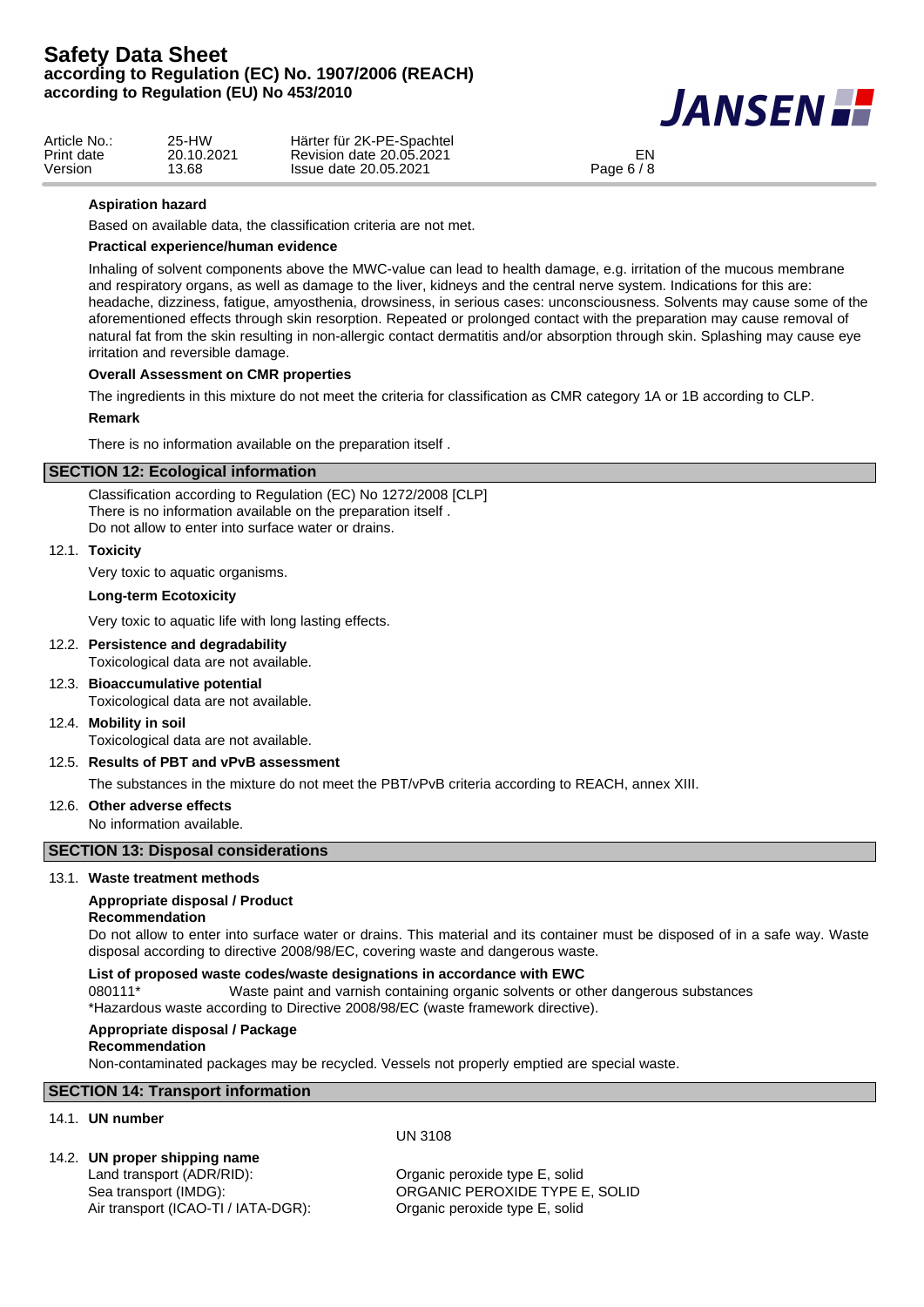**Aspiration hazard**

Based on available data, the classification criteria are not met.

**Practical experience/human evidence**

Inhaling of solvent components above the MWC-value can lead to health damage, e.g. irritation of the mucous membrane and respiratory organs, as well as damage to the liver, kidneys and the central nerve system. Indications for this are: headache, dizziness, fatigue, amyosthenia, drowsiness, in serious cases: unconsciousness. Solvents may cause some of the aforementioned effects through skin resorption. Repeated or prolonged contact with the preparation may cause removal of natural fat from the skin resulting in non-allergic contact dermatitis and/or absorption through skin. Splashing may cause eye irritation and reversible damage.

**Overall Assessment on CMR properties**

The ingredients in this mixture do not meet the criteria for classification as CMR category 1A or 1B according to CLP.

**Remark**

There is no information available on the preparation itself .

## SECTION 12: Ecological information

Classification according to Regulation (EC) No 1272/2008 [CLP]
There is no information available on the preparation itself .
Do not allow to enter into surface water or drains.

### 12.1. Toxicity

Very toxic to aquatic organisms.

**Long-term Ecotoxicity**

Very toxic to aquatic life with long lasting effects.

### 12.2. Persistence and degradability

Toxicological data are not available.

### 12.3. Bioaccumulative potential

Toxicological data are not available.

### 12.4. Mobility in soil

Toxicological data are not available.

### 12.5. Results of PBT and vPvB assessment

The substances in the mixture do not meet the PBT/vPvB criteria according to REACH, annex XIII.

### 12.6. Other adverse effects

No information available.

## SECTION 13: Disposal considerations

### 13.1. Waste treatment methods

**Appropriate disposal / Product**
**Recommendation**

Do not allow to enter into surface water or drains. This material and its container must be disposed of in a safe way. Waste disposal according to directive 2008/98/EC, covering waste and dangerous waste.

**List of proposed waste codes/waste designations in accordance with EWC**

080111* Waste paint and varnish containing organic solvents or other dangerous substances
*Hazardous waste according to Directive 2008/98/EC (waste framework directive).

**Appropriate disposal / Package**
**Recommendation**

Non-contaminated packages may be recycled. Vessels not properly emptied are special waste.

## SECTION 14: Transport information

### 14.1. UN number

UN 3108

### 14.2. UN proper shipping name

| | |
|---|---|
| Land transport (ADR/RID): | Organic peroxide type E, solid |
| Sea transport (IMDG): | ORGANIC PEROXIDE TYPE E, SOLID |
| Air transport (ICAO-TI / IATA-DGR): | Organic peroxide type E, solid |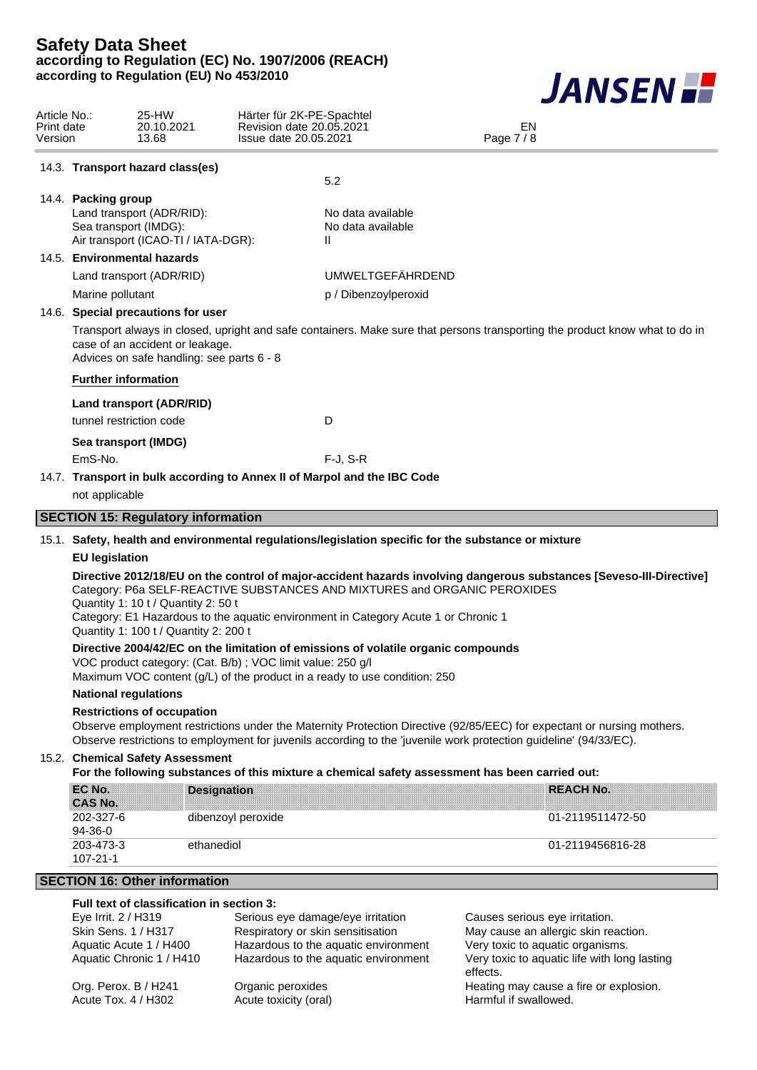14.3. **Transport hazard class(es)**

5.2

14.4. **Packing group**

| | |
|---|---|
| Land transport (ADR/RID): | No data available |
| Sea transport (IMDG): | No data available |
| Air transport (ICAO-TI / IATA-DGR): | II |

14.5. **Environmental hazards**

| | |
|---|---|
| Land transport (ADR/RID) | UMWELTGEFÄHRDEND |
| Marine pollutant | p / Dibenzoylperoxid |

14.6. **Special precautions for user**

Transport always in closed, upright and safe containers. Make sure that persons transporting the product know what to do in case of an accident or leakage.
Advices on safe handling: see parts 6 - 8

**Further information**

**Land transport (ADR/RID)**

| | |
|---|---|
| tunnel restriction code | D |

**Sea transport (IMDG)**

| | |
|---|---|
| EmS-No. | F-J, S-R |

14.7. **Transport in bulk according to Annex II of Marpol and the IBC Code**

not applicable

## SECTION 15: Regulatory information

15.1. **Safety, health and environmental regulations/legislation specific for the substance or mixture**

**EU legislation**

**Directive 2012/18/EU on the control of major-accident hazards involving dangerous substances [Seveso-III-Directive]**
Category: P6a SELF-REACTIVE SUBSTANCES AND MIXTURES and ORGANIC PEROXIDES
Quantity 1: 10 t / Quantity 2: 50 t
Category: E1 Hazardous to the aquatic environment in Category Acute 1 or Chronic 1
Quantity 1: 100 t / Quantity 2: 200 t

**Directive 2004/42/EC on the limitation of emissions of volatile organic compounds**
VOC product category: (Cat. B/b) ; VOC limit value: 250 g/l
Maximum VOC content (g/L) of the product in a ready to use condition: 250

**National regulations**

**Restrictions of occupation**
Observe employment restrictions under the Maternity Protection Directive (92/85/EEC) for expectant or nursing mothers.
Observe restrictions to employment for juvenils according to the 'juvenile work protection guideline' (94/33/EC).

15.2. **Chemical Safety Assessment**

**For the following substances of this mixture a chemical safety assessment has been carried out:**

| EC No. / CAS No. | Designation | REACH No. |
|---|---|---|
| 202-327-6 / 94-36-0 | dibenzoyl peroxide | 01-2119511472-50 |
| 203-473-3 / 107-21-1 | ethanediol | 01-2119456816-28 |

## SECTION 16: Other information

**Full text of classification in section 3:**

| | | |
|---|---|---|
| Eye Irrit. 2 / H319 | Serious eye damage/eye irritation | Causes serious eye irritation. |
| Skin Sens. 1 / H317 | Respiratory or skin sensitisation | May cause an allergic skin reaction. |
| Aquatic Acute 1 / H400 | Hazardous to the aquatic environment | Very toxic to aquatic organisms. |
| Aquatic Chronic 1 / H410 | Hazardous to the aquatic environment | Very toxic to aquatic life with long lasting effects. |
| Org. Perox. B / H241 | Organic peroxides | Heating may cause a fire or explosion. |
| Acute Tox. 4 / H302 | Acute toxicity (oral) | Harmful if swallowed. |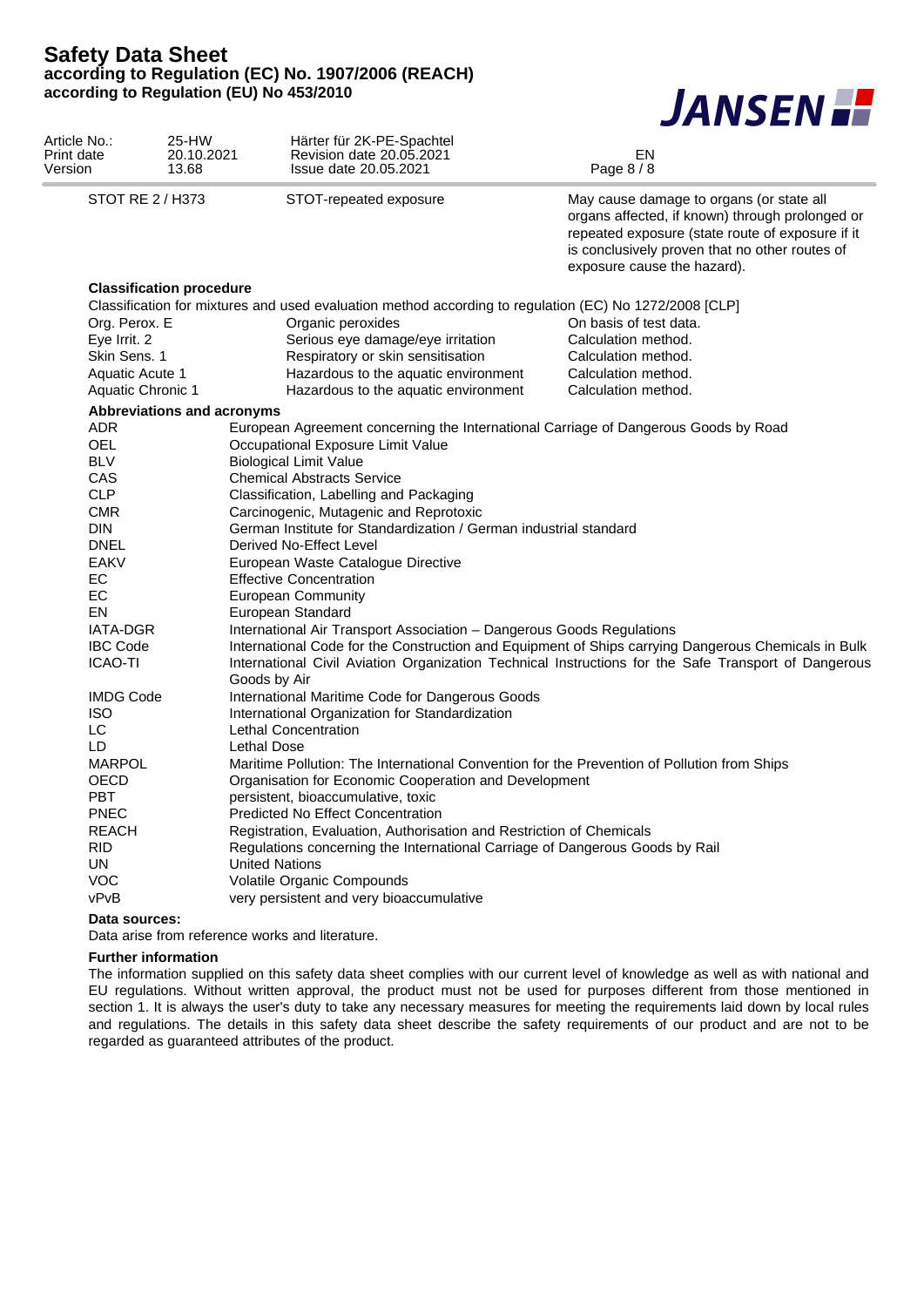| | | |
|---|---|---|
| STOT RE 2 / H373 | STOT-repeated exposure | May cause damage to organs (or state all organs affected, if known) through prolonged or repeated exposure (state route of exposure if it is conclusively proven that no other routes of exposure cause the hazard). |

**Classification procedure**

Classification for mixtures and used evaluation method according to regulation (EC) No 1272/2008 [CLP]

| | | |
|---|---|---|
| Org. Perox. E | Organic peroxides | On basis of test data. |
| Eye Irrit. 2 | Serious eye damage/eye irritation | Calculation method. |
| Skin Sens. 1 | Respiratory or skin sensitisation | Calculation method. |
| Aquatic Acute 1 | Hazardous to the aquatic environment | Calculation method. |
| Aquatic Chronic 1 | Hazardous to the aquatic environment | Calculation method. |

**Abbreviations and acronyms**

| | |
|---|---|
| ADR | European Agreement concerning the International Carriage of Dangerous Goods by Road |
| OEL | Occupational Exposure Limit Value |
| BLV | Biological Limit Value |
| CAS | Chemical Abstracts Service |
| CLP | Classification, Labelling and Packaging |
| CMR | Carcinogenic, Mutagenic and Reprotoxic |
| DIN | German Institute for Standardization / German industrial standard |
| DNEL | Derived No-Effect Level |
| EAKV | European Waste Catalogue Directive |
| EC | Effective Concentration |
| EC | European Community |
| EN | European Standard |
| IATA-DGR | International Air Transport Association – Dangerous Goods Regulations |
| IBC Code | International Code for the Construction and Equipment of Ships carrying Dangerous Chemicals in Bulk |
| ICAO-TI | International Civil Aviation Organization Technical Instructions for the Safe Transport of Dangerous Goods by Air |
| IMDG Code | International Maritime Code for Dangerous Goods |
| ISO | International Organization for Standardization |
| LC | Lethal Concentration |
| LD | Lethal Dose |
| MARPOL | Maritime Pollution: The International Convention for the Prevention of Pollution from Ships |
| OECD | Organisation for Economic Cooperation and Development |
| PBT | persistent, bioaccumulative, toxic |
| PNEC | Predicted No Effect Concentration |
| REACH | Registration, Evaluation, Authorisation and Restriction of Chemicals |
| RID | Regulations concerning the International Carriage of Dangerous Goods by Rail |
| UN | United Nations |
| VOC | Volatile Organic Compounds |
| vPvB | very persistent and very bioaccumulative |

**Data sources:**

Data arise from reference works and literature.

**Further information**

The information supplied on this safety data sheet complies with our current level of knowledge as well as with national and EU regulations. Without written approval, the product must not be used for purposes different from those mentioned in section 1. It is always the user's duty to take any necessary measures for meeting the requirements laid down by local rules and regulations. The details in this safety data sheet describe the safety requirements of our product and are not to be regarded as guaranteed attributes of the product.